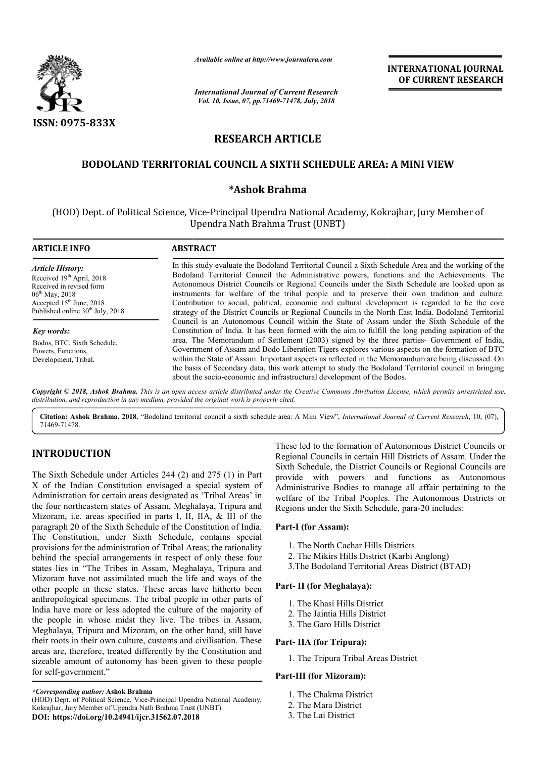ISSN: 0975-833X

*Available online at http://www.journalcra.com*

*International Journal of Current Research*
*Vol. 10, Issue, 07, pp.71469-71478, July, 2018*

**INTERNATIONAL JOURNAL OF CURRENT RESEARCH**

# RESEARCH ARTICLE

## BODOLAND TERRITORIAL COUNCIL A SIXTH SCHEDULE AREA: A MINI VIEW

**\*Ashok Brahma**

(HOD) Dept. of Political Science, Vice-Principal Upendra National Academy, Kokrajhar, Jury Member of Upendra Nath Brahma Trust (UNBT)

### ARTICLE INFO

*Article History:*
Received 19th April, 2018
Received in revised form 06th May, 2018
Accepted 15th June, 2018
Published online 30th July, 2018

*Key words:*
Bodos, BTC, Sixth Schedule, Powers, Functions, Development, Tribal.

### ABSTRACT

In this study evaluate the Bodoland Territorial Council a Sixth Schedule Area and the working of the Bodoland Territorial Council the Administrative powers, functions and the Achievements. The Autonomous District Councils or Regional Councils under the Sixth Schedule are looked upon as instruments for welfare of the tribal people and to preserve their own tradition and culture. Contribution to social, political, economic and cultural development is regarded to be the core strategy of the District Councils or Regional Councils in the North East India. Bodoland Territorial Council is an Autonomous Council within the State of Assam under the Sixth Schedule of the Constitution of India. It has been formed with the aim to fulfill the long pending aspiration of the area. The Memorandum of Settlement (2003) signed by the three parties- Government of India, Government of Assam and Bodo Liberation Tigers explores various aspects on the formation of BTC within the State of Assam. Important aspects as reflected in the Memorandum are being discussed. On the basis of Secondary data, this work attempt to study the Bodoland Territorial council in bringing about the socio-economic and infrastructural development of the Bodos.

***Copyright © 2018, Ashok Brahma.** This is an open access article distributed under the Creative Commons Attribution License, which permits unrestricted use, distribution, and reproduction in any medium, provided the original work is properly cited.*

**Citation: Ashok Brahma. 2018.** "Bodoland territorial council a sixth schedule area: A Mini View", *International Journal of Current Research*, 10, (07), 71469-71478.

## INTRODUCTION

The Sixth Schedule under Articles 244 (2) and 275 (1) in Part X of the Indian Constitution envisaged a special system of Administration for certain areas designated as 'Tribal Areas' in the four northeastern states of Assam, Meghalaya, Tripura and Mizoram, i.e. areas specified in parts I, II, IIA, & III of the paragraph 20 of the Sixth Schedule of the Constitution of India. The Constitution, under Sixth Schedule, contains special provisions for the administration of Tribal Areas; the rationality behind the special arrangements in respect of only these four states lies in "The Tribes in Assam, Meghalaya, Tripura and Mizoram have not assimilated much the life and ways of the other people in these states. These areas have hitherto been anthropological specimens. The tribal people in other parts of India have more or less adopted the culture of the majority of the people in whose midst they live. The tribes in Assam, Meghalaya, Tripura and Mizoram, on the other hand, still have their roots in their own culture, customs and civilisation. These areas are, therefore, treated differently by the Constitution and sizeable amount of autonomy has been given to these people for self-government."

These led to the formation of Autonomous District Councils or Regional Councils in certain Hill Districts of Assam. Under the Sixth Schedule, the District Councils or Regional Councils are provide with powers and functions as Autonomous Administrative Bodies to manage all affair pertaining to the welfare of the Tribal Peoples. The Autonomous Districts or Regions under the Sixth Schedule, para-20 includes:

**Part-I (for Assam):**

1. The North Cachar Hills Districts
2. The Mikirs Hills District (Karbi Anglong)
3. The Bodoland Territorial Areas District (BTAD)

**Part- II (for Meghalaya):**

1. The Khasi Hills District
2. The Jaintia Hills District
3. The Garo Hills District

**Part- IIA (for Tripura):**

1. The Tripura Tribal Areas District

**Part-III (for Mizoram):**

1. The Chakma District
2. The Mara District
3. The Lai District

*\*Corresponding author:* **Ashok Brahma**
(HOD) Dept. of Political Science, Vice-Principal Upendra National Academy, Kokrajhar, Jury Member of Upendra Nath Brahma Trust (UNBT)
**DOI: https://doi.org/10.24941/ijcr.31562.07.2018**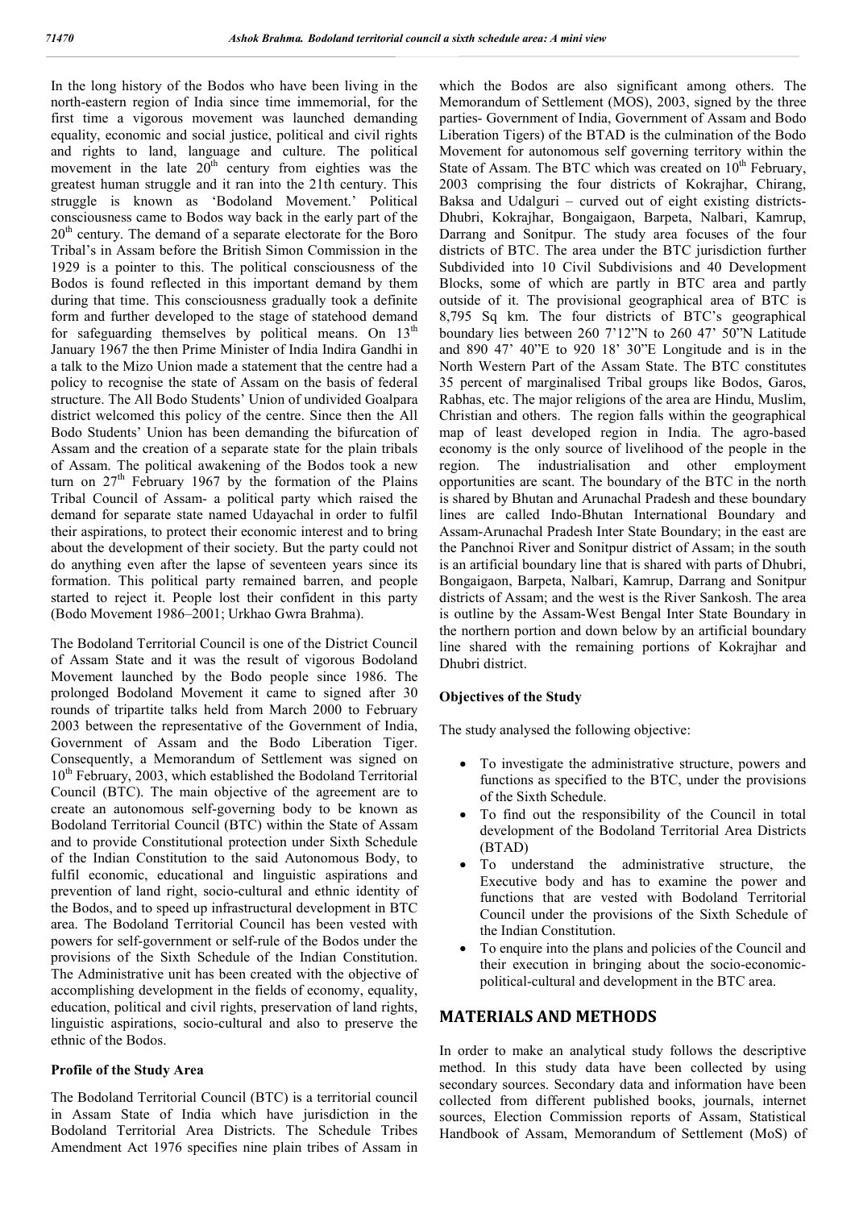In the long history of the Bodos who have been living in the north-eastern region of India since time immemorial, for the first time a vigorous movement was launched demanding equality, economic and social justice, political and civil rights and rights to land, language and culture. The political movement in the late 20th century from eighties was the greatest human struggle and it ran into the 21th century. This struggle is known as 'Bodoland Movement.' Political consciousness came to Bodos way back in the early part of the 20th century. The demand of a separate electorate for the Boro Tribal's in Assam before the British Simon Commission in the 1929 is a pointer to this. The political consciousness of the Bodos is found reflected in this important demand by them during that time. This consciousness gradually took a definite form and further developed to the stage of statehood demand for safeguarding themselves by political means. On 13th January 1967 the then Prime Minister of India Indira Gandhi in a talk to the Mizo Union made a statement that the centre had a policy to recognise the state of Assam on the basis of federal structure. The All Bodo Students' Union of undivided Goalpara district welcomed this policy of the centre. Since then the All Bodo Students' Union has been demanding the bifurcation of Assam and the creation of a separate state for the plain tribals of Assam. The political awakening of the Bodos took a new turn on 27th February 1967 by the formation of the Plains Tribal Council of Assam- a political party which raised the demand for separate state named Udayachal in order to fulfil their aspirations, to protect their economic interest and to bring about the development of their society. But the party could not do anything even after the lapse of seventeen years since its formation. This political party remained barren, and people started to reject it. People lost their confident in this party (Bodo Movement 1986–2001; Urkhao Gwra Brahma).

The Bodoland Territorial Council is one of the District Council of Assam State and it was the result of vigorous Bodoland Movement launched by the Bodo people since 1986. The prolonged Bodoland Movement it came to signed after 30 rounds of tripartite talks held from March 2000 to February 2003 between the representative of the Government of India, Government of Assam and the Bodo Liberation Tiger. Consequently, a Memorandum of Settlement was signed on 10th February, 2003, which established the Bodoland Territorial Council (BTC). The main objective of the agreement are to create an autonomous self-governing body to be known as Bodoland Territorial Council (BTC) within the State of Assam and to provide Constitutional protection under Sixth Schedule of the Indian Constitution to the said Autonomous Body, to fulfil economic, educational and linguistic aspirations and prevention of land right, socio-cultural and ethnic identity of the Bodos, and to speed up infrastructural development in BTC area. The Bodoland Territorial Council has been vested with powers for self-government or self-rule of the Bodos under the provisions of the Sixth Schedule of the Indian Constitution. The Administrative unit has been created with the objective of accomplishing development in the fields of economy, equality, education, political and civil rights, preservation of land rights, linguistic aspirations, socio-cultural and also to preserve the ethnic of the Bodos.

**Profile of the Study Area**

The Bodoland Territorial Council (BTC) is a territorial council in Assam State of India which have jurisdiction in the Bodoland Territorial Area Districts. The Schedule Tribes Amendment Act 1976 specifies nine plain tribes of Assam in which the Bodos are also significant among others. The Memorandum of Settlement (MOS), 2003, signed by the three parties- Government of India, Government of Assam and Bodo Liberation Tigers) of the BTAD is the culmination of the Bodo Movement for autonomous self governing territory within the State of Assam. The BTC which was created on 10th February, 2003 comprising the four districts of Kokrajhar, Chirang, Baksa and Udalguri – curved out of eight existing districts- Dhubri, Kokrajhar, Bongaigaon, Barpeta, Nalbari, Kamrup, Darrang and Sonitpur. The study area focuses of the four districts of BTC. The area under the BTC jurisdiction further Subdivided into 10 Civil Subdivisions and 40 Development Blocks, some of which are partly in BTC area and partly outside of it. The provisional geographical area of BTC is 8,795 Sq km. The four districts of BTC's geographical boundary lies between 260 7'12"N to 260 47' 50"N Latitude and 890 47' 40"E to 920 18' 30"E Longitude and is in the North Western Part of the Assam State. The BTC constitutes 35 percent of marginalised Tribal groups like Bodos, Garos, Rabhas, etc. The major religions of the area are Hindu, Muslim, Christian and others. The region falls within the geographical map of least developed region in India. The agro-based economy is the only source of livelihood of the people in the region. The industrialisation and other employment opportunities are scant. The boundary of the BTC in the north is shared by Bhutan and Arunachal Pradesh and these boundary lines are called Indo-Bhutan International Boundary and Assam-Arunachal Pradesh Inter State Boundary; in the east are the Panchnoi River and Sonitpur district of Assam; in the south is an artificial boundary line that is shared with parts of Dhubri, Bongaigaon, Barpeta, Nalbari, Kamrup, Darrang and Sonitpur districts of Assam; and the west is the River Sankosh. The area is outline by the Assam-West Bengal Inter State Boundary in the northern portion and down below by an artificial boundary line shared with the remaining portions of Kokrajhar and Dhubri district.

**Objectives of the Study**

The study analysed the following objective:

- To investigate the administrative structure, powers and functions as specified to the BTC, under the provisions of the Sixth Schedule.
- To find out the responsibility of the Council in total development of the Bodoland Territorial Area Districts (BTAD)
- To understand the administrative structure, the Executive body and has to examine the power and functions that are vested with Bodoland Territorial Council under the provisions of the Sixth Schedule of the Indian Constitution.
- To enquire into the plans and policies of the Council and their execution in bringing about the socio-economic-political-cultural and development in the BTC area.

## MATERIALS AND METHODS

In order to make an analytical study follows the descriptive method. In this study data have been collected by using secondary sources. Secondary data and information have been collected from different published books, journals, internet sources, Election Commission reports of Assam, Statistical Handbook of Assam, Memorandum of Settlement (MoS) of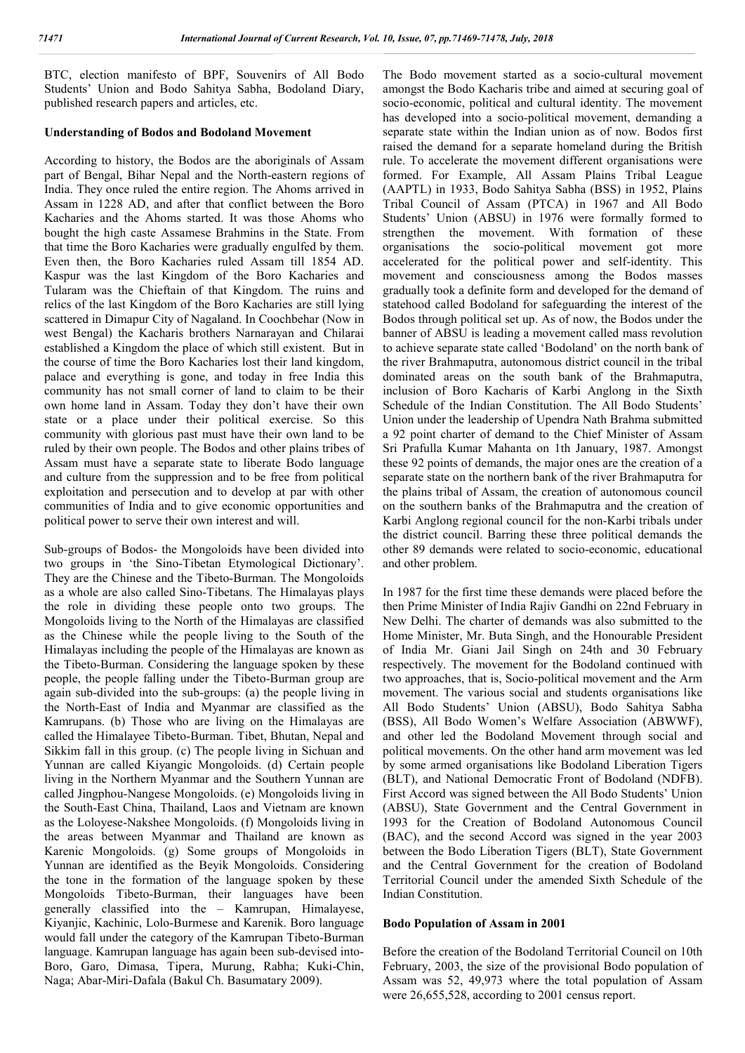BTC, election manifesto of BPF, Souvenirs of All Bodo Students' Union and Bodo Sahitya Sabha, Bodoland Diary, published research papers and articles, etc.

### Understanding of Bodos and Bodoland Movement

According to history, the Bodos are the aboriginals of Assam part of Bengal, Bihar Nepal and the North-eastern regions of India. They once ruled the entire region. The Ahoms arrived in Assam in 1228 AD, and after that conflict between the Boro Kacharies and the Ahoms started. It was those Ahoms who bought the high caste Assamese Brahmins in the State. From that time the Boro Kacharies were gradually engulfed by them. Even then, the Boro Kacharies ruled Assam till 1854 AD. Kaspur was the last Kingdom of the Boro Kacharies and Tularam was the Chieftain of that Kingdom. The ruins and relics of the last Kingdom of the Boro Kacharies are still lying scattered in Dimapur City of Nagaland. In Coochbehar (Now in west Bengal) the Kacharis brothers Narnarayan and Chilarai established a Kingdom the place of which still existent. But in the course of time the Boro Kacharies lost their land kingdom, palace and everything is gone, and today in free India this community has not small corner of land to claim to be their own home land in Assam. Today they don't have their own state or a place under their political exercise. So this community with glorious past must have their own land to be ruled by their own people. The Bodos and other plains tribes of Assam must have a separate state to liberate Bodo language and culture from the suppression and to be free from political exploitation and persecution and to develop at par with other communities of India and to give economic opportunities and political power to serve their own interest and will.

Sub-groups of Bodos- the Mongoloids have been divided into two groups in 'the Sino-Tibetan Etymological Dictionary'. They are the Chinese and the Tibeto-Burman. The Mongoloids as a whole are also called Sino-Tibetans. The Himalayas plays the role in dividing these people onto two groups. The Mongoloids living to the North of the Himalayas are classified as the Chinese while the people living to the South of the Himalayas including the people of the Himalayas are known as the Tibeto-Burman. Considering the language spoken by these people, the people falling under the Tibeto-Burman group are again sub-divided into the sub-groups: (a) the people living in the North-East of India and Myanmar are classified as the Kamrupans. (b) Those who are living on the Himalayas are called the Himalayee Tibeto-Burman. Tibet, Bhutan, Nepal and Sikkim fall in this group. (c) The people living in Sichuan and Yunnan are called Kiyangic Mongoloids. (d) Certain people living in the Northern Myanmar and the Southern Yunnan are called Jingphou-Nangese Mongoloids. (e) Mongoloids living in the South-East China, Thailand, Laos and Vietnam are known as the Loloyese-Nakshee Mongoloids. (f) Mongoloids living in the areas between Myanmar and Thailand are known as Karenic Mongoloids. (g) Some groups of Mongoloids in Yunnan are identified as the Beyik Mongoloids. Considering the tone in the formation of the language spoken by these Mongoloids Tibeto-Burman, their languages have been generally classified into the – Kamrupan, Himalayese, Kiyanjic, Kachinic, Lolo-Burmese and Karenik. Boro language would fall under the category of the Kamrupan Tibeto-Burman language. Kamrupan language has again been sub-devised into- Boro, Garo, Dimasa, Tipera, Murung, Rabha; Kuki-Chin, Naga; Abar-Miri-Dafala (Bakul Ch. Basumatary 2009).

The Bodo movement started as a socio-cultural movement amongst the Bodo Kacharis tribe and aimed at securing goal of socio-economic, political and cultural identity. The movement has developed into a socio-political movement, demanding a separate state within the Indian union as of now. Bodos first raised the demand for a separate homeland during the British rule. To accelerate the movement different organisations were formed. For Example, All Assam Plains Tribal League (AAPTL) in 1933, Bodo Sahitya Sabha (BSS) in 1952, Plains Tribal Council of Assam (PTCA) in 1967 and All Bodo Students' Union (ABSU) in 1976 were formally formed to strengthen the movement. With formation of these organisations the socio-political movement got more accelerated for the political power and self-identity. This movement and consciousness among the Bodos masses gradually took a definite form and developed for the demand of statehood called Bodoland for safeguarding the interest of the Bodos through political set up. As of now, the Bodos under the banner of ABSU is leading a movement called mass revolution to achieve separate state called 'Bodoland' on the north bank of the river Brahmaputra, autonomous district council in the tribal dominated areas on the south bank of the Brahmaputra, inclusion of Boro Kacharis of Karbi Anglong in the Sixth Schedule of the Indian Constitution. The All Bodo Students' Union under the leadership of Upendra Nath Brahma submitted a 92 point charter of demand to the Chief Minister of Assam Sri Prafulla Kumar Mahanta on 1th January, 1987. Amongst these 92 points of demands, the major ones are the creation of a separate state on the northern bank of the river Brahmaputra for the plains tribal of Assam, the creation of autonomous council on the southern banks of the Brahmaputra and the creation of Karbi Anglong regional council for the non-Karbi tribals under the district council. Barring these three political demands the other 89 demands were related to socio-economic, educational and other problem.

In 1987 for the first time these demands were placed before the then Prime Minister of India Rajiv Gandhi on 22nd February in New Delhi. The charter of demands was also submitted to the Home Minister, Mr. Buta Singh, and the Honourable President of India Mr. Giani Jail Singh on 24th and 30 February respectively. The movement for the Bodoland continued with two approaches, that is, Socio-political movement and the Arm movement. The various social and students organisations like All Bodo Students' Union (ABSU), Bodo Sahitya Sabha (BSS), All Bodo Women's Welfare Association (ABWWF), and other led the Bodoland Movement through social and political movements. On the other hand arm movement was led by some armed organisations like Bodoland Liberation Tigers (BLT), and National Democratic Front of Bodoland (NDFB). First Accord was signed between the All Bodo Students' Union (ABSU), State Government and the Central Government in 1993 for the Creation of Bodoland Autonomous Council (BAC), and the second Accord was signed in the year 2003 between the Bodo Liberation Tigers (BLT), State Government and the Central Government for the creation of Bodoland Territorial Council under the amended Sixth Schedule of the Indian Constitution.

### Bodo Population of Assam in 2001

Before the creation of the Bodoland Territorial Council on 10th February, 2003, the size of the provisional Bodo population of Assam was 52, 49,973 where the total population of Assam were 26,655,528, according to 2001 census report.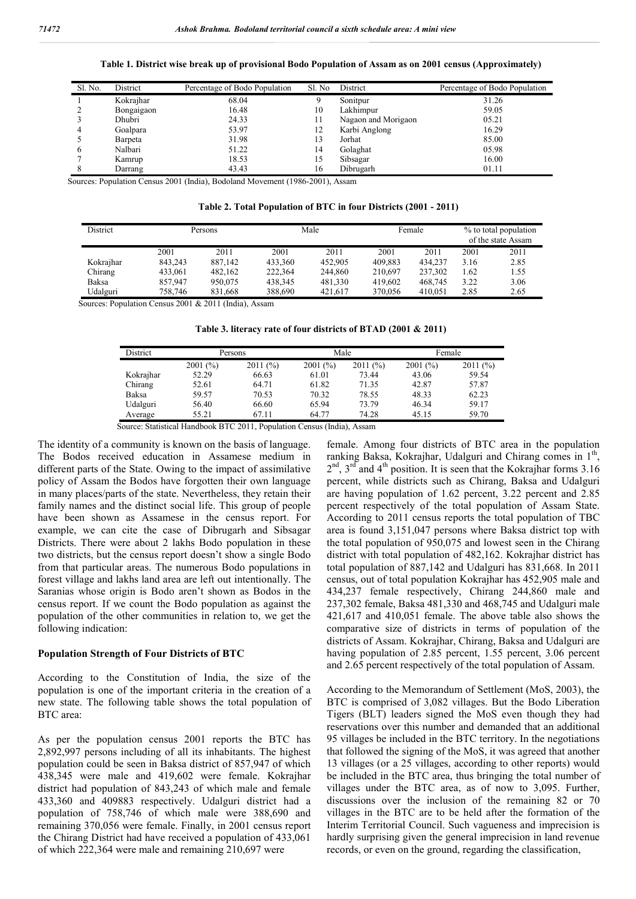**Table 1. District wise break up of provisional Bodo Population of Assam as on 2001 census (Approximately)**

| Sl. No. | District | Percentage of Bodo Population | Sl. No | District | Percentage of Bodo Population |
|---|---|---|---|---|---|
| 1 | Kokrajhar | 68.04 | 9 | Sonitpur | 31.26 |
| 2 | Bongaigaon | 16.48 | 10 | Lakhimpur | 59.05 |
| 3 | Dhubri | 24.33 | 11 | Nagaon and Morigaon | 05.21 |
| 4 | Goalpara | 53.97 | 12 | Karbi Anglong | 16.29 |
| 5 | Barpeta | 31.98 | 13 | Jorhat | 85.00 |
| 6 | Nalbari | 51.22 | 14 | Golaghat | 05.98 |
| 7 | Kamrup | 18.53 | 15 | Sibsagar | 16.00 |
| 8 | Darrang | 43.43 | 16 | Dibrugarh | 01.11 |

Sources: Population Census 2001 (India), Bodoland Movement (1986-2001), Assam

**Table 2. Total Population of BTC in four Districts (2001 - 2011)**

| District | Persons | | Male | | Female | | % to total population of the state Assam | |
|---|---|---|---|---|---|---|---|---|
| | 2001 | 2011 | 2001 | 2011 | 2001 | 2011 | 2001 | 2011 |
| Kokrajhar | 843,243 | 887,142 | 433,360 | 452,905 | 409,883 | 434,237 | 3.16 | 2.85 |
| Chirang | 433,061 | 482,162 | 222,364 | 244,860 | 210,697 | 237,302 | 1.62 | 1.55 |
| Baksa | 857,947 | 950,075 | 438,345 | 481,330 | 419,602 | 468,745 | 3.22 | 3.06 |
| Udalguri | 758,746 | 831,668 | 388,690 | 421,617 | 370,056 | 410,051 | 2.85 | 2.65 |

Sources: Population Census 2001 & 2011 (India), Assam

**Table 3. literacy rate of four districts of BTAD (2001 & 2011)**

| District | Persons | | Male | | Female | |
|---|---|---|---|---|---|---|
| | 2001 (%) | 2011 (%) | 2001 (%) | 2011 (%) | 2001 (%) | 2011 (%) |
| Kokrajhar | 52.29 | 66.63 | 61.01 | 73.44 | 43.06 | 59.54 |
| Chirang | 52.61 | 64.71 | 61.82 | 71.35 | 42.87 | 57.87 |
| Baksa | 59.57 | 70.53 | 70.32 | 78.55 | 48.33 | 62.23 |
| Udalguri | 56.40 | 66.60 | 65.94 | 73.79 | 46.34 | 59.17 |
| Average | 55.21 | 67.11 | 64.77 | 74.28 | 45.15 | 59.70 |

Source: Statistical Handbook BTC 2011, Population Census (India), Assam

The identity of a community is known on the basis of language. The Bodos received education in Assamese medium in different parts of the State. Owing to the impact of assimilative policy of Assam the Bodos have forgotten their own language in many places/parts of the state. Nevertheless, they retain their family names and the distinct social life. This group of people have been shown as Assamese in the census report. For example, we can cite the case of Dibrugarh and Sibsagar Districts. There were about 2 lakhs Bodo population in these two districts, but the census report doesn't show a single Bodo from that particular areas. The numerous Bodo populations in forest village and lakhs land area are left out intentionally. The Saranias whose origin is Bodo aren't shown as Bodos in the census report. If we count the Bodo population as against the population of the other communities in relation to, we get the following indication:

### Population Strength of Four Districts of BTC

According to the Constitution of India, the size of the population is one of the important criteria in the creation of a new state. The following table shows the total population of BTC area:

As per the population census 2001 reports the BTC has 2,892,997 persons including of all its inhabitants. The highest population could be seen in Baksa district of 857,947 of which 438,345 were male and 419,602 were female. Kokrajhar district had population of 843,243 of which male and female 433,360 and 409883 respectively. Udalguri district had a population of 758,746 of which male were 388,690 and remaining 370,056 were female. Finally, in 2001 census report the Chirang District had have received a population of 433,061 of which 222,364 were male and remaining 210,697 were female. Among four districts of BTC area in the population ranking Baksa, Kokrajhar, Udalguri and Chirang comes in 1[th], 2[nd], 3[rd] and 4[th] position. It is seen that the Kokrajhar forms 3.16 percent, while districts such as Chirang, Baksa and Udalguri are having population of 1.62 percent, 3.22 percent and 2.85 percent respectively of the total population of Assam State. According to 2011 census reports the total population of TBC area is found 3,151,047 persons where Baksa district top with the total population of 950,075 and lowest seen in the Chirang district with total population of 482,162. Kokrajhar district has total population of 887,142 and Udalguri has 831,668. In 2011 census, out of total population Kokrajhar has 452,905 male and 434,237 female respectively, Chirang 244,860 male and 237,302 female, Baksa 481,330 and 468,745 and Udalguri male 421,617 and 410,051 female. The above table also shows the comparative size of districts in terms of population of the districts of Assam. Kokrajhar, Chirang, Baksa and Udalguri are having population of 2.85 percent, 1.55 percent, 3.06 percent and 2.65 percent respectively of the total population of Assam.

According to the Memorandum of Settlement (MoS, 2003), the BTC is comprised of 3,082 villages. But the Bodo Liberation Tigers (BLT) leaders signed the MoS even though they had reservations over this number and demanded that an additional 95 villages be included in the BTC territory. In the negotiations that followed the signing of the MoS, it was agreed that another 13 villages (or a 25 villages, according to other reports) would be included in the BTC area, thus bringing the total number of villages under the BTC area, as of now to 3,095. Further, discussions over the inclusion of the remaining 82 or 70 villages in the BTC are to be held after the formation of the Interim Territorial Council. Such vagueness and imprecision is hardly surprising given the general imprecision in land revenue records, or even on the ground, regarding the classification,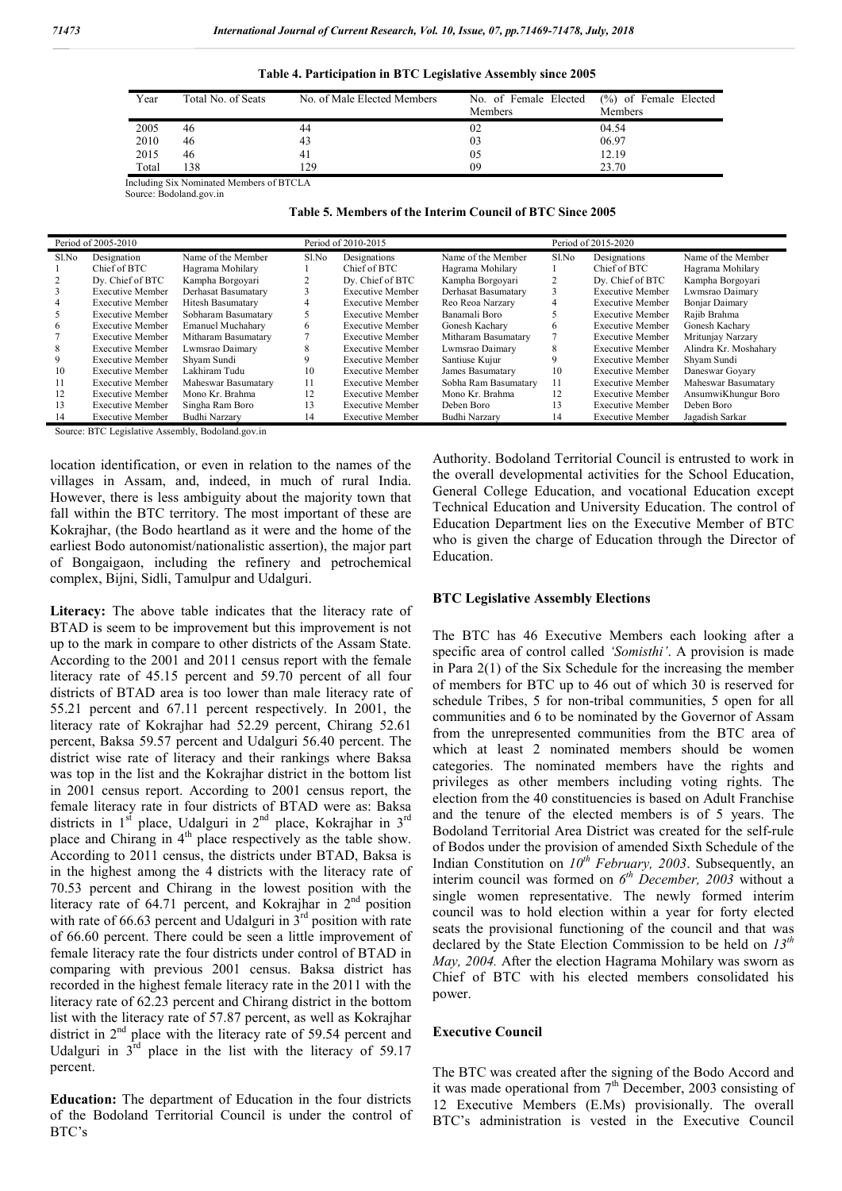**Table 4. Participation in BTC Legislative Assembly since 2005**

| Year | Total No. of Seats | No. of Male Elected Members | No. of Female Elected Members | (%) of Female Elected Members |
|---|---|---|---|---|
| 2005 | 46 | 44 | 02 | 04.54 |
| 2010 | 46 | 43 | 03 | 06.97 |
| 2015 | 46 | 41 | 05 | 12.19 |
| Total | 138 | 129 | 09 | 23.70 |

Including Six Nominated Members of BTCLA

Source: Bodoland.gov.in

**Table 5. Members of the Interim Council of BTC Since 2005**

| Period of 2005-2010 | | | Period of 2010-2015 | | | Period of 2015-2020 | | |
|---|---|---|---|---|---|---|---|---|
| Sl.No | Designation | Name of the Member | Sl.No | Designations | Name of the Member | Sl.No | Designations | Name of the Member |
| 1 | Chief of BTC | Hagrama Mohilary | 1 | Chief of BTC | Hagrama Mohilary | 1 | Chief of BTC | Hagrama Mohilary |
| 2 | Dy. Chief of BTC | Kampha Borgoyari | 2 | Dy. Chief of BTC | Kampha Borgoyari | 2 | Dy. Chief of BTC | Kampha Borgoyari |
| 3 | Executive Member | Derhasat Basumatary | 3 | Executive Member | Derhasat Basumatary | 3 | Executive Member | Lwmsrao Daimary |
| 4 | Executive Member | Hitesh Basumatary | 4 | Executive Member | Reo Reoa Narzary | 4 | Executive Member | Bonjar Daimary |
| 5 | Executive Member | Sobharam Basumatary | 5 | Executive Member | Banamali Boro | 5 | Executive Member | Rajib Brahma |
| 6 | Executive Member | Emanuel Muchahary | 6 | Executive Member | Gonesh Kachary | 6 | Executive Member | Gonesh Kachary |
| 7 | Executive Member | Mitharam Basumatary | 7 | Executive Member | Mitharam Basumatary | 7 | Executive Member | Mritunjay Narzary |
| 8 | Executive Member | Lwmsrao Daimary | 8 | Executive Member | Lwmsrao Daimary | 8 | Executive Member | Alindra Kr. Moshahary |
| 9 | Executive Member | Shyam Sundi | 9 | Executive Member | Santiuse Kujur | 9 | Executive Member | Shyam Sundi |
| 10 | Executive Member | Lakhiram Tudu | 10 | Executive Member | James Basumatary | 10 | Executive Member | Daneswar Goyary |
| 11 | Executive Member | Maheswar Basumatary | 11 | Executive Member | Sobha Ram Basumatary | 11 | Executive Member | Maheswar Basumatary |
| 12 | Executive Member | Mono Kr. Brahma | 12 | Executive Member | Mono Kr. Brahma | 12 | Executive Member | AnsumwiKhungur Boro |
| 13 | Executive Member | Singha Ram Boro | 13 | Executive Member | Deben Boro | 13 | Executive Member | Deben Boro |
| 14 | Executive Member | Budhi Narzary | 14 | Executive Member | Budhi Narzary | 14 | Executive Member | Jagadish Sarkar |

Source: BTC Legislative Assembly, Bodoland.gov.in

location identification, or even in relation to the names of the villages in Assam, and, indeed, in much of rural India. However, there is less ambiguity about the majority town that fall within the BTC territory. The most important of these are Kokrajhar, (the Bodo heartland as it were and the home of the earliest Bodo autonomist/nationalistic assertion), the major part of Bongaigaon, including the refinery and petrochemical complex, Bijni, Sidli, Tamulpur and Udalguri.

**Literacy:** The above table indicates that the literacy rate of BTAD is seem to be improvement but this improvement is not up to the mark in compare to other districts of the Assam State. According to the 2001 and 2011 census report with the female literacy rate of 45.15 percent and 59.70 percent of all four districts of BTAD area is too lower than male literacy rate of 55.21 percent and 67.11 percent respectively. In 2001, the literacy rate of Kokrajhar had 52.29 percent, Chirang 52.61 percent, Baksa 59.57 percent and Udalguri 56.40 percent. The district wise rate of literacy and their rankings where Baksa was top in the list and the Kokrajhar district in the bottom list in 2001 census report. According to 2001 census report, the female literacy rate in four districts of BTAD were as: Baksa districts in 1st place, Udalguri in 2nd place, Kokrajhar in 3rd place and Chirang in 4th place respectively as the table show. According to 2011 census, the districts under BTAD, Baksa is in the highest among the 4 districts with the literacy rate of 70.53 percent and Chirang in the lowest position with the literacy rate of 64.71 percent, and Kokrajhar in 2nd position with rate of 66.63 percent and Udalguri in 3rd position with rate of 66.60 percent. There could be seen a little improvement of female literacy rate the four districts under control of BTAD in comparing with previous 2001 census. Baksa district has recorded in the highest female literacy rate in the 2011 with the literacy rate of 62.23 percent and Chirang district in the bottom list with the literacy rate of 57.87 percent, as well as Kokrajhar district in 2nd place with the literacy rate of 59.54 percent and Udalguri in 3rd place in the list with the literacy of 59.17 percent.

**Education:** The department of Education in the four districts of the Bodoland Territorial Council is under the control of BTC's Authority. Bodoland Territorial Council is entrusted to work in the overall developmental activities for the School Education, General College Education, and vocational Education except Technical Education and University Education. The control of Education Department lies on the Executive Member of BTC who is given the charge of Education through the Director of Education.

### BTC Legislative Assembly Elections

The BTC has 46 Executive Members each looking after a specific area of control called *'Somisthi'*. A provision is made in Para 2(1) of the Six Schedule for the increasing the member of members for BTC up to 46 out of which 30 is reserved for schedule Tribes, 5 for non-tribal communities, 5 open for all communities and 6 to be nominated by the Governor of Assam from the unrepresented communities from the BTC area of which at least 2 nominated members should be women categories. The nominated members have the rights and privileges as other members including voting rights. The election from the 40 constituencies is based on Adult Franchise and the tenure of the elected members is of 5 years. The Bodoland Territorial Area District was created for the self-rule of Bodos under the provision of amended Sixth Schedule of the Indian Constitution on *10th February, 2003*. Subsequently, an interim council was formed on *6th December, 2003* without a single women representative. The newly formed interim council was to hold election within a year for forty elected seats the provisional functioning of the council and that was declared by the State Election Commission to be held on *13th May, 2004.* After the election Hagrama Mohilary was sworn as Chief of BTC with his elected members consolidated his power.

### Executive Council

The BTC was created after the signing of the Bodo Accord and it was made operational from 7th December, 2003 consisting of 12 Executive Members (E.Ms) provisionally. The overall BTC's administration is vested in the Executive Council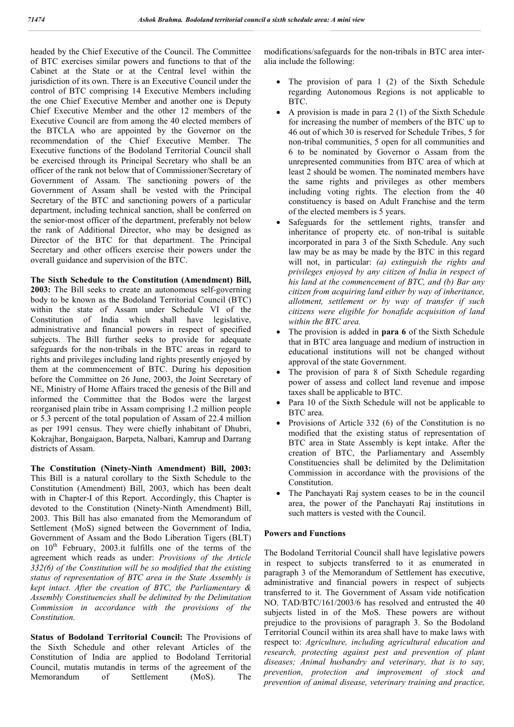headed by the Chief Executive of the Council. The Committee of BTC exercises similar powers and functions to that of the Cabinet at the State or at the Central level within the jurisdiction of its own. There is an Executive Council under the control of BTC comprising 14 Executive Members including the one Chief Executive Member and another one is Deputy Chief Executive Member and the other 12 members of the Executive Council are from among the 40 elected members of the BTCLA who are appointed by the Governor on the recommendation of the Chief Executive Member. The Executive functions of the Bodoland Territorial Council shall be exercised through its Principal Secretary who shall be an officer of the rank not below that of Commissioner/Secretary of Government of Assam. The sanctioning powers of the Government of Assam shall be vested with the Principal Secretary of the BTC and sanctioning powers of a particular department, including technical sanction, shall be conferred on the senior-most officer of the department, preferably not below the rank of Additional Director, who may be designed as Director of the BTC for that department. The Principal Secretary and other officers exercise their powers under the overall guidance and supervision of the BTC.

**The Sixth Schedule to the Constitution (Amendment) Bill, 2003:** The Bill seeks to create an autonomous self-governing body to be known as the Bodoland Territorial Council (BTC) within the state of Assam under Schedule VI of the Constitution of India which shall have legislative, administrative and financial powers in respect of specified subjects. The Bill further seeks to provide for adequate safeguards for the non-tribals in the BTC areas in regard to rights and privileges including land rights presently enjoyed by them at the commencement of BTC. During his deposition before the Committee on 26 June, 2003, the Joint Secretary of NE, Ministry of Home Affairs traced the genesis of the Bill and informed the Committee that the Bodos were the largest reorganised plain tribe in Assam comprising 1.2 million people or 5.3 percent of the total population of Assam of 22.4 million as per 1991 census. They were chiefly inhabitant of Dhubri, Kokrajhar, Bongaigaon, Barpeta, Nalbari, Kamrup and Darrang districts of Assam.

**The Constitution (Ninety-Ninth Amendment) Bill, 2003:** This Bill is a natural corollary to the Sixth Schedule to the Constitution (Amendment) Bill, 2003, which has been dealt with in Chapter-I of this Report. Accordingly, this Chapter is devoted to the Constitution (Ninety-Ninth Amendment) Bill, 2003. This Bill has also emanated from the Memorandum of Settlement (MoS) signed between the Government of India, Government of Assam and the Bodo Liberation Tigers (BLT) on 10th February, 2003.it fulfills one of the terms of the agreement which reads as under: *Provisions of the Article 332(6) of the Constitution will be so modified that the existing status of representation of BTC area in the State Assembly is kept intact. After the creation of BTC, the Parliamentary & Assembly Constituencies shall be delimited by the Delimitation Commission in accordance with the provisions of the Constitution.*

**Status of Bodoland Territorial Council:** The Provisions of the Sixth Schedule and other relevant Articles of the Constitution of India are applied to Bodoland Territorial Council, mutatis mutandis in terms of the agreement of the Memorandum of Settlement (MoS). The modifications/safeguards for the non-tribals in BTC area inter-alia include the following:

- The provision of para 1 (2) of the Sixth Schedule regarding Autonomous Regions is not applicable to BTC.
- A provision is made in para 2 (1) of the Sixth Schedule for increasing the number of members of the BTC up to 46 out of which 30 is reserved for Schedule Tribes, 5 for non-tribal communities, 5 open for all communities and 6 to be nominated by Governor o Assam from the unrepresented communities from BTC area of which at least 2 should be women. The nominated members have the same rights and privileges as other members including voting rights. The election from the 40 constituency is based on Adult Franchise and the term of the elected members is 5 years.
- Safeguards for the settlement rights, transfer and inheritance of property etc. of non-tribal is suitable incorporated in para 3 of the Sixth Schedule. Any such law may be as may be made by the BTC in this regard will not, in particular: *(a) extinguish the rights and privileges enjoyed by any citizen of India in respect of his land at the commencement of BTC, and (b) Bar any citizen from acquiring land either by way of inheritance, allotment, settlement or by way of transfer if such citizens were eligible for bonafide acquisition of land within the BTC area.*
- The provision is added in **para 6** of the Sixth Schedule that in BTC area language and medium of instruction in educational institutions will not be changed without approval of the state Government.
- The provision of para 8 of Sixth Schedule regarding power of assess and collect land revenue and impose taxes shall be applicable to BTC.
- Para 10 of the Sixth Schedule will not be applicable to BTC area.
- Provisions of Article 332 (6) of the Constitution is no modified that the existing status of representation of BTC area in State Assembly is kept intake. After the creation of BTC, the Parliamentary and Assembly Constituencies shall be delimited by the Delimitation Commission in accordance with the provisions of the Constitution.
- The Panchayati Raj system ceases to be in the council area, the power of the Panchayati Raj institutions in such matters is vested with the Council.

## Powers and Functions

The Bodoland Territorial Council shall have legislative powers in respect to subjects transferred to it as enumerated in paragraph 3 of the Memorandum of Settlement has executive, administrative and financial powers in respect of subjects transferred to it. The Government of Assam vide notification NO. TAD/BTC/161/2003/6 has resolved and entrusted the 40 subjects listed in of the MoS. These powers are without prejudice to the provisions of paragraph 3. So the Bodoland Territorial Council within its area shall have to make laws with respect to: *Agriculture, including agricultural education and research, protecting against pest and prevention of plant diseases; Animal husbandry and veterinary, that is to say, prevention, protection and improvement of stock and prevention of animal disease, veterinary training and practice,*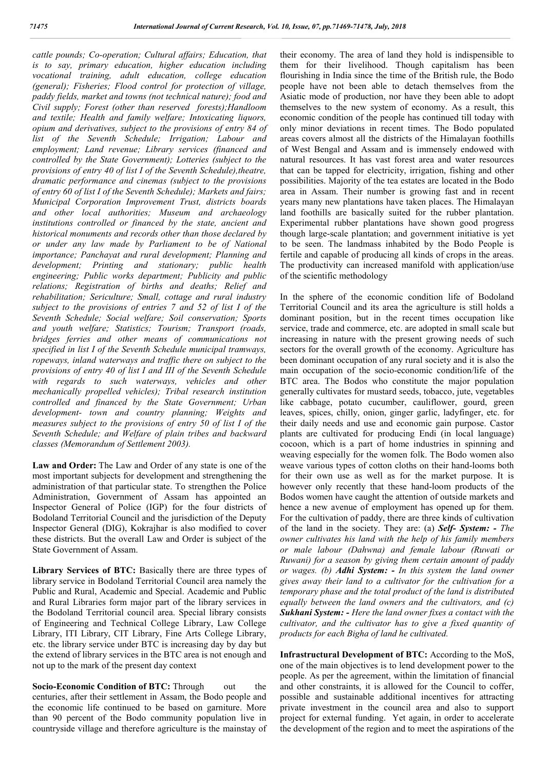*cattle pounds; Co-operation; Cultural affairs; Education, that is to say, primary education, higher education including vocational training, adult education, college education (general); Fisheries; Flood control for protection of village, paddy fields, market and towns (not technical nature); food and Civil supply; Forest (other than reserved forests);Handloom and textile; Health and family welfare; Intoxicating liquors, opium and derivatives, subject to the provisions of entry 84 of list of the Seventh Schedule; Irrigation; Labour and employment; Land revenue; Library services (financed and controlled by the State Government); Lotteries (subject to the provisions of entry 40 of list I of the Seventh Schedule),theatre, dramatic performance and cinemas (subject to the provisions of entry 60 of list I of the Seventh Schedule); Markets and fairs; Municipal Corporation Improvement Trust, districts boards and other local authorities; Museum and archaeology institutions controlled or financed by the state, ancient and historical monuments and records other than those declared by or under any law made by Parliament to be of National importance; Panchayat and rural development; Planning and development; Printing and stationary; public health engineering; Public works department; Publicity and public relations; Registration of births and deaths; Relief and rehabilitation; Sericulture; Small, cottage and rural industry subject to the provisions of entries 7 and 52 of list I of the Seventh Schedule; Social welfare; Soil conservation; Sports and youth welfare; Statistics; Tourism; Transport (roads, bridges ferries and other means of communications not specified in list I of the Seventh Schedule municipal tramways, ropeways, inland waterways and traffic there on subject to the provisions of entry 40 of list I and III of the Seventh Schedule with regards to such waterways, vehicles and other mechanically propelled vehicles); Tribal research institution controlled and financed by the State Government; Urban development- town and country planning; Weights and measures subject to the provisions of entry 50 of list I of the Seventh Schedule; and Welfare of plain tribes and backward classes (Memorandum of Settlement 2003).*

**Law and Order:** The Law and Order of any state is one of the most important subjects for development and strengthening the administration of that particular state. To strengthen the Police Administration, Government of Assam has appointed an Inspector General of Police (IGP) for the four districts of Bodoland Territorial Council and the jurisdiction of the Deputy Inspector General (DIG), Kokrajhar is also modified to cover these districts. But the overall Law and Order is subject of the State Government of Assam.

**Library Services of BTC:** Basically there are three types of library service in Bodoland Territorial Council area namely the Public and Rural, Academic and Special. Academic and Public and Rural Libraries form major part of the library services in the Bodoland Territorial council area. Special library consists of Engineering and Technical College Library, Law College Library, ITI Library, CIT Library, Fine Arts College Library, etc. the library service under BTC is increasing day by day but the extend of library services in the BTC area is not enough and not up to the mark of the present day context

**Socio-Economic Condition of BTC:** Through out the centuries, after their settlement in Assam, the Bodo people and the economic life continued to be based on garniture. More than 90 percent of the Bodo community population live in countryside village and therefore agriculture is the mainstay of their economy. The area of land they hold is indispensible to them for their livelihood. Though capitalism has been flourishing in India since the time of the British rule, the Bodo people have not been able to detach themselves from the Asiatic mode of production, nor have they been able to adopt themselves to the new system of economy. As a result, this economic condition of the people has continued till today with only minor deviations in recent times. The Bodo populated areas covers almost all the districts of the Himalayan foothills of West Bengal and Assam and is immensely endowed with natural resources. It has vast forest area and water resources that can be tapped for electricity, irrigation, fishing and other possibilities. Majority of the tea estates are located in the Bodo area in Assam. Their number is growing fast and in recent years many new plantations have taken places. The Himalayan land foothills are basically suited for the rubber plantation. Experimental rubber plantations have shown good progress though large-scale plantation; and government initiative is yet to be seen. The landmass inhabited by the Bodo People is fertile and capable of producing all kinds of crops in the areas. The productivity can increased manifold with application/use of the scientific methodology

In the sphere of the economic condition life of Bodoland Territorial Council and its area the agriculture is still holds a dominant position, but in the recent times occupation like service, trade and commerce, etc. are adopted in small scale but increasing in nature with the present growing needs of such sectors for the overall growth of the economy. Agriculture has been dominant occupation of any rural society and it is also the main occupation of the socio-economic condition/life of the BTC area. The Bodos who constitute the major population generally cultivates for mustard seeds, tobacco, jute, vegetables like cabbage, potato cucumber, cauliflower, gourd, green leaves, spices, chilly, onion, ginger garlic, ladyfinger, etc. for their daily needs and use and economic gain purpose. Castor plants are cultivated for producing Endi (in local language) cocoon, which is a part of home industries in spinning and weaving especially for the women folk. The Bodo women also weave various types of cotton cloths on their hand-looms both for their own use as well as for the market purpose. It is however only recently that these hand-loom products of the Bodos women have caught the attention of outside markets and hence a new avenue of employment has opened up for them. For the cultivation of paddy, there are three kinds of cultivation of the land in the society. They are: (a) ***Self- System: -*** *The owner cultivates his land with the help of his family members or male labour (Dahwna) and female labour (Ruwati or Ruwani) for a season by giving them certain amount of paddy or wages.* (b) ***Adhi System: -*** *In this system the land owner gives away their land to a cultivator for the cultivation for a temporary phase and the total product of the land is distributed equally between the land owners and the cultivators, and* (c) ***Sukhani System: -*** *Here the land owner fixes a contact with the cultivator, and the cultivator has to give a fixed quantity of products for each Bigha of land he cultivated.*

**Infrastructural Development of BTC:** According to the MoS, one of the main objectives is to lend development power to the people. As per the agreement, within the limitation of financial and other constraints, it is allowed for the Council to coffer, possible and sustainable additional incentives for attracting private investment in the council area and also to support project for external funding. Yet again, in order to accelerate the development of the region and to meet the aspirations of the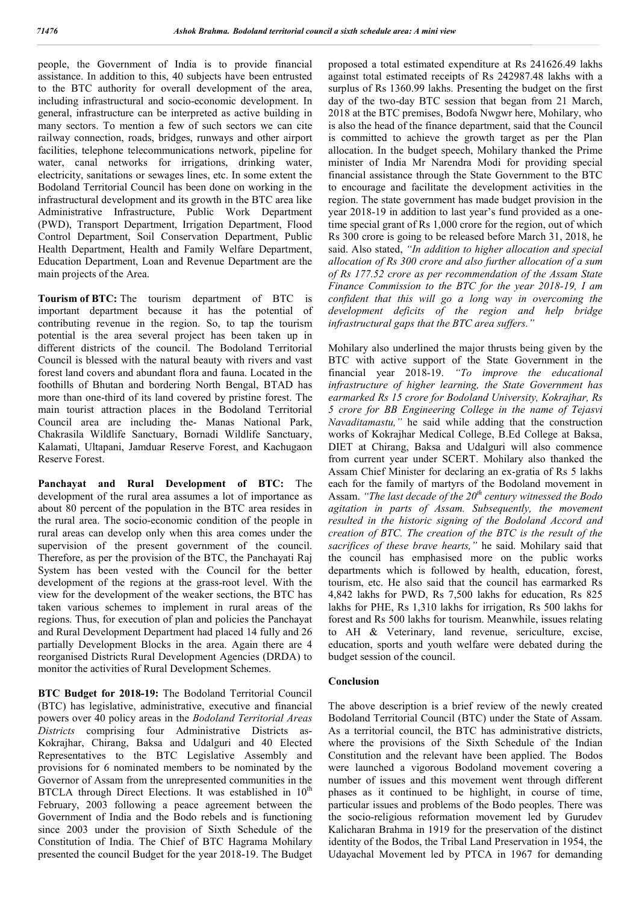people, the Government of India is to provide financial assistance. In addition to this, 40 subjects have been entrusted to the BTC authority for overall development of the area, including infrastructural and socio-economic development. In general, infrastructure can be interpreted as active building in many sectors. To mention a few of such sectors we can cite railway connection, roads, bridges, runways and other airport facilities, telephone telecommunications network, pipeline for water, canal networks for irrigations, drinking water, electricity, sanitations or sewages lines, etc. In some extent the Bodoland Territorial Council has been done on working in the infrastructural development and its growth in the BTC area like Administrative Infrastructure, Public Work Department (PWD), Transport Department, Irrigation Department, Flood Control Department, Soil Conservation Department, Public Health Department, Health and Family Welfare Department, Education Department, Loan and Revenue Department are the main projects of the Area.

**Tourism of BTC:** The tourism department of BTC is important department because it has the potential of contributing revenue in the region. So, to tap the tourism potential is the area several project has been taken up in different districts of the council. The Bodoland Territorial Council is blessed with the natural beauty with rivers and vast forest land covers and abundant flora and fauna. Located in the foothills of Bhutan and bordering North Bengal, BTAD has more than one-third of its land covered by pristine forest. The main tourist attraction places in the Bodoland Territorial Council area are including the- Manas National Park, Chakrasila Wildlife Sanctuary, Bornadi Wildlife Sanctuary, Kalamati, Ultapani, Jamduar Reserve Forest, and Kachugaon Reserve Forest.

**Panchayat and Rural Development of BTC:** The development of the rural area assumes a lot of importance as about 80 percent of the population in the BTC area resides in the rural area. The socio-economic condition of the people in rural areas can develop only when this area comes under the supervision of the present government of the council. Therefore, as per the provision of the BTC, the Panchayati Raj System has been vested with the Council for the better development of the regions at the grass-root level. With the view for the development of the weaker sections, the BTC has taken various schemes to implement in rural areas of the regions. Thus, for execution of plan and policies the Panchayat and Rural Development Department had placed 14 fully and 26 partially Development Blocks in the area. Again there are 4 reorganised Districts Rural Development Agencies (DRDA) to monitor the activities of Rural Development Schemes.

**BTC Budget for 2018-19:** The Bodoland Territorial Council (BTC) has legislative, administrative, executive and financial powers over 40 policy areas in the *Bodoland Territorial Areas Districts* comprising four Administrative Districts as- Kokrajhar, Chirang, Baksa and Udalguri and 40 Elected Representatives to the BTC Legislative Assembly and provisions for 6 nominated members to be nominated by the Governor of Assam from the unrepresented communities in the BTCLA through Direct Elections. It was established in 10th February, 2003 following a peace agreement between the Government of India and the Bodo rebels and is functioning since 2003 under the provision of Sixth Schedule of the Constitution of India. The Chief of BTC Hagrama Mohilary presented the council Budget for the year 2018-19. The Budget proposed a total estimated expenditure at Rs 241626.49 lakhs against total estimated receipts of Rs 242987.48 lakhs with a surplus of Rs 1360.99 lakhs. Presenting the budget on the first day of the two-day BTC session that began from 21 March, 2018 at the BTC premises, Bodofa Nwgwr here, Mohilary, who is also the head of the finance department, said that the Council is committed to achieve the growth target as per the Plan allocation. In the budget speech, Mohilary thanked the Prime minister of India Mr Narendra Modi for providing special financial assistance through the State Government to the BTC to encourage and facilitate the development activities in the region. The state government has made budget provision in the year 2018-19 in addition to last year's fund provided as a one-time special grant of Rs 1,000 crore for the region, out of which Rs 300 crore is going to be released before March 31, 2018, he said. Also stated, *"In addition to higher allocation and special allocation of Rs 300 crore and also further allocation of a sum of Rs 177.52 crore as per recommendation of the Assam State Finance Commission to the BTC for the year 2018-19, I am confident that this will go a long way in overcoming the development deficits of the region and help bridge infrastructural gaps that the BTC area suffers."*

Mohilary also underlined the major thrusts being given by the BTC with active support of the State Government in the financial year 2018-19. *"To improve the educational infrastructure of higher learning, the State Government has earmarked Rs 15 crore for Bodoland University, Kokrajhar, Rs 5 crore for BB Engineering College in the name of Tejasvi Navaditamastu,"* he said while adding that the construction works of Kokrajhar Medical College, B.Ed College at Baksa, DIET at Chirang, Baksa and Udalguri will also commence from current year under SCERT. Mohilary also thanked the Assam Chief Minister for declaring an ex-gratia of Rs 5 lakhs each for the family of martyrs of the Bodoland movement in Assam. *"The last decade of the 20th century witnessed the Bodo agitation in parts of Assam. Subsequently, the movement resulted in the historic signing of the Bodoland Accord and creation of BTC. The creation of the BTC is the result of the sacrifices of these brave hearts,"* he said. Mohilary said that the council has emphasised more on the public works departments which is followed by health, education, forest, tourism, etc. He also said that the council has earmarked Rs 4,842 lakhs for PWD, Rs 7,500 lakhs for education, Rs 825 lakhs for PHE, Rs 1,310 lakhs for irrigation, Rs 500 lakhs for forest and Rs 500 lakhs for tourism. Meanwhile, issues relating to AH & Veterinary, land revenue, sericulture, excise, education, sports and youth welfare were debated during the budget session of the council.

## Conclusion

The above description is a brief review of the newly created Bodoland Territorial Council (BTC) under the State of Assam. As a territorial council, the BTC has administrative districts, where the provisions of the Sixth Schedule of the Indian Constitution and the relevant have been applied. The Bodos were launched a vigorous Bodoland movement covering a number of issues and this movement went through different phases as it continued to be highlight, in course of time, particular issues and problems of the Bodo peoples. There was the socio-religious reformation movement led by Gurudev Kalicharan Brahma in 1919 for the preservation of the distinct identity of the Bodos, the Tribal Land Preservation in 1954, the Udayachal Movement led by PTCA in 1967 for demanding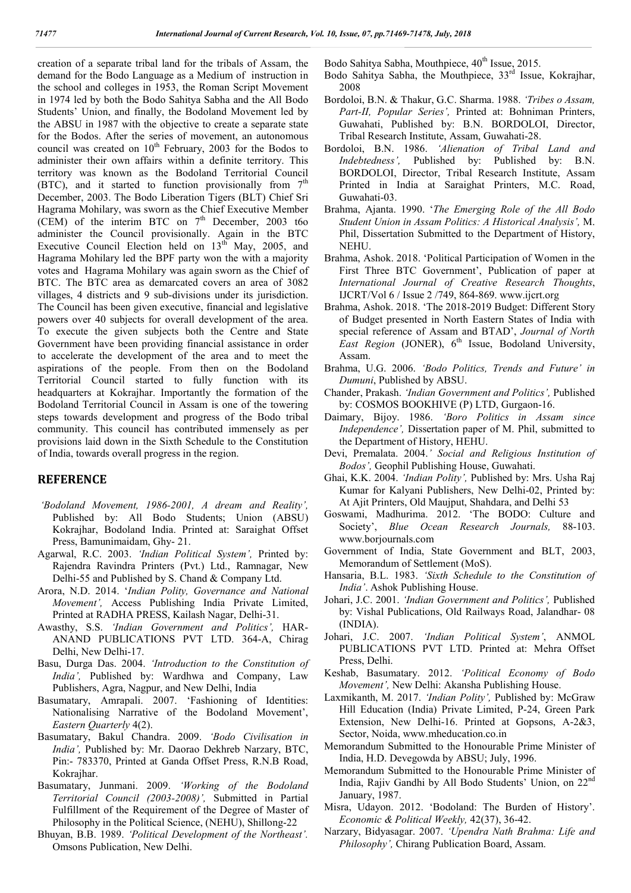creation of a separate tribal land for the tribals of Assam, the demand for the Bodo Language as a Medium of instruction in the school and colleges in 1953, the Roman Script Movement in 1974 led by both the Bodo Sahitya Sabha and the All Bodo Students' Union, and finally, the Bodoland Movement led by the ABSU in 1987 with the objective to create a separate state for the Bodos. After the series of movement, an autonomous council was created on 10th February, 2003 for the Bodos to administer their own affairs within a definite territory. This territory was known as the Bodoland Territorial Council (BTC), and it started to function provisionally from 7th December, 2003. The Bodo Liberation Tigers (BLT) Chief Sri Hagrama Mohilary, was sworn as the Chief Executive Member (CEM) of the interim BTC on 7th December, 2003 t6o administer the Council provisionally. Again in the BTC Executive Council Election held on 13th May, 2005, and Hagrama Mohilary led the BPF party won the with a majority votes and Hagrama Mohilary was again sworn as the Chief of BTC. The BTC area as demarcated covers an area of 3082 villages, 4 districts and 9 sub-divisions under its jurisdiction. The Council has been given executive, financial and legislative powers over 40 subjects for overall development of the area. To execute the given subjects both the Centre and State Government have been providing financial assistance in order to accelerate the development of the area and to meet the aspirations of the people. From then on the Bodoland Territorial Council started to fully function with its headquarters at Kokrajhar. Importantly the formation of the Bodoland Territorial Council in Assam is one of the towering steps towards development and progress of the Bodo tribal community. This council has contributed immensely as per provisions laid down in the Sixth Schedule to the Constitution of India, towards overall progress in the region.

## REFERENCE

*'Bodoland Movement, 1986-2001, A dream and Reality',* Published by: All Bodo Students; Union (ABSU) Kokrajhar, Bodoland India. Printed at: Saraighat Offset Press, Bamunimaidam, Ghy- 21.

Agarwal, R.C. 2003. *'Indian Political System',* Printed by: Rajendra Ravindra Printers (Pvt.) Ltd., Ramnagar, New Delhi-55 and Published by S. Chand & Company Ltd.

Arora, N.D. 2014. '*Indian Polity, Governance and National Movement',* Access Publishing India Private Limited, Printed at RADHA PRESS, Kailash Nagar, Delhi-31.

Awasthy, S.S. *'Indian Government and Politics',* HAR-ANAND PUBLICATIONS PVT LTD. 364-A, Chirag Delhi, New Delhi-17.

Basu, Durga Das. 2004. *'Introduction to the Constitution of India',* Published by: Wardhwa and Company, Law Publishers, Agra, Nagpur, and New Delhi, India

Basumatary, Amrapali. 2007. 'Fashioning of Identities: Nationalising Narrative of the Bodoland Movement', *Eastern Quarterly* 4(2).

Basumatary, Bakul Chandra. 2009. *'Bodo Civilisation in India',* Published by: Mr. Daorao Dekhreb Narzary, BTC, Pin:- 783370, Printed at Ganda Offset Press, R.N.B Road, Kokrajhar.

Basumatary, Junmani. 2009. *'Working of the Bodoland Territorial Council (2003-2008)',* Submitted in Partial Fulfillment of the Requirement of the Degree of Master of Philosophy in the Political Science, (NEHU), Shillong-22

Bhuyan, B.B. 1989. *'Political Development of the Northeast'.* Omsons Publication, New Delhi.

Bodo Sahitya Sabha, Mouthpiece, 40th Issue, 2015.

Bodo Sahitya Sabha, the Mouthpiece, 33rd Issue, Kokrajhar, 2008

Bordoloi, B.N. & Thakur, G.C. Sharma. 1988. *'Tribes o Assam, Part-II, Popular Series',* Printed at: Bohniman Printers, Guwahati, Published by: B.N. BORDOLOI, Director, Tribal Research Institute, Assam, Guwahati-28.

Bordoloi, B.N. 1986. *'Alienation of Tribal Land and Indebtedness',* Published by: Published by: B.N. BORDOLOI, Director, Tribal Research Institute, Assam Printed in India at Saraighat Printers, M.C. Road, Guwahati-03.

Brahma, Ajanta. 1990. '*The Emerging Role of the All Bodo Student Union in Assam Politics: A Historical Analysis',* M. Phil, Dissertation Submitted to the Department of History, NEHU.

Brahma, Ashok. 2018. 'Political Participation of Women in the First Three BTC Government', Publication of paper at *International Journal of Creative Research Thoughts*, IJCRT/Vol 6 / Issue 2 /749, 864-869. www.ijcrt.org

Brahma, Ashok. 2018. 'The 2018-2019 Budget: Different Story of Budget presented in North Eastern States of India with special reference of Assam and BTAD', *Journal of North East Region* (JONER), 6th Issue, Bodoland University, Assam.

Brahma, U.G. 2006. *'Bodo Politics, Trends and Future' in Dumuni*, Published by ABSU.

Chander, Prakash. *'Indian Government and Politics',* Published by: COSMOS BOOKHIVE (P) LTD, Gurgaon-16.

Daimary, Bijoy. 1986. *'Boro Politics in Assam since Independence',* Dissertation paper of M. Phil, submitted to the Department of History, HEHU.

Devi, Premalata. 2004.*' Social and Religious Institution of Bodos',* Geophil Publishing House, Guwahati.

Ghai, K.K. 2004. *'Indian Polity',* Published by: Mrs. Usha Raj Kumar for Kalyani Publishers, New Delhi-02, Printed by: At Ajit Printers, Old Maujput, Shahdara, and Delhi 53

Goswami, Madhurima. 2012. 'The BODO: Culture and Society', *Blue Ocean Research Journals,* 88-103. www.borjournals.com

Government of India, State Government and BLT, 2003, Memorandum of Settlement (MoS).

Hansaria, B.L. 1983. *'Sixth Schedule to the Constitution of India'*. Ashok Publishing House.

Johari, J.C. 2001. *'Indian Government and Politics',* Published by: Vishal Publications, Old Railways Road, Jalandhar- 08 (INDIA).

Johari, J.C. 2007. *'Indian Political System'*, ANMOL PUBLICATIONS PVT LTD. Printed at: Mehra Offset Press, Delhi.

Keshab, Basumatary. 2012. *'Political Economy of Bodo Movement',* New Delhi: Akansha Publishing House.

Laxmikanth, M. 2017. *'Indian Polity',* Published by: McGraw Hill Education (India) Private Limited, P-24, Green Park Extension, New Delhi-16. Printed at Gopsons, A-2&3, Sector, Noida, www.mheducation.co.in

Memorandum Submitted to the Honourable Prime Minister of India, H.D. Devegowda by ABSU; July, 1996.

Memorandum Submitted to the Honourable Prime Minister of India, Rajiv Gandhi by All Bodo Students' Union, on 22nd January, 1987.

Misra, Udayon. 2012. 'Bodoland: The Burden of History'. *Economic & Political Weekly,* 42(37), 36-42.

Narzary, Bidyasagar. 2007. *'Upendra Nath Brahma: Life and Philosophy',* Chirang Publication Board, Assam.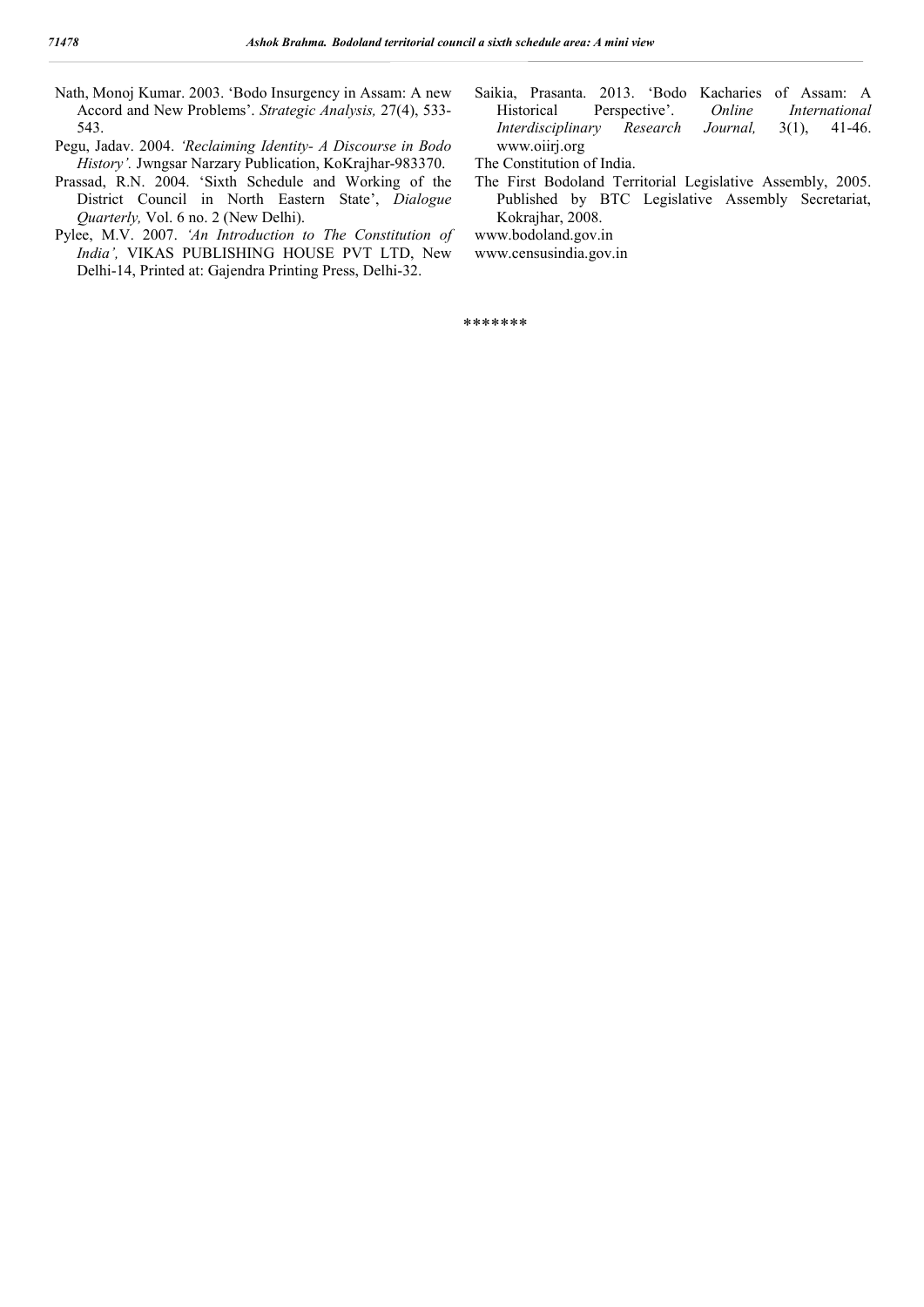Nath, Monoj Kumar. 2003. 'Bodo Insurgency in Assam: A new Accord and New Problems'. *Strategic Analysis,* 27(4), 533-543.

Pegu, Jadav. 2004. *'Reclaiming Identity- A Discourse in Bodo History'.* Jwngsar Narzary Publication, KoKrajhar-983370.

Prassad, R.N. 2004. 'Sixth Schedule and Working of the District Council in North Eastern State', *Dialogue Quarterly,* Vol. 6 no. 2 (New Delhi).

Pylee, M.V. 2007. *'An Introduction to The Constitution of India',* VIKAS PUBLISHING HOUSE PVT LTD, New Delhi-14, Printed at: Gajendra Printing Press, Delhi-32.

Saikia, Prasanta. 2013. 'Bodo Kacharies of Assam: A Historical Perspective'. *Online International Interdisciplinary Research Journal,* 3(1), 41-46. www.oiirj.org

The Constitution of India.

The First Bodoland Territorial Legislative Assembly, 2005. Published by BTC Legislative Assembly Secretariat, Kokrajhar, 2008.

www.bodoland.gov.in

www.censusindia.gov.in

*******